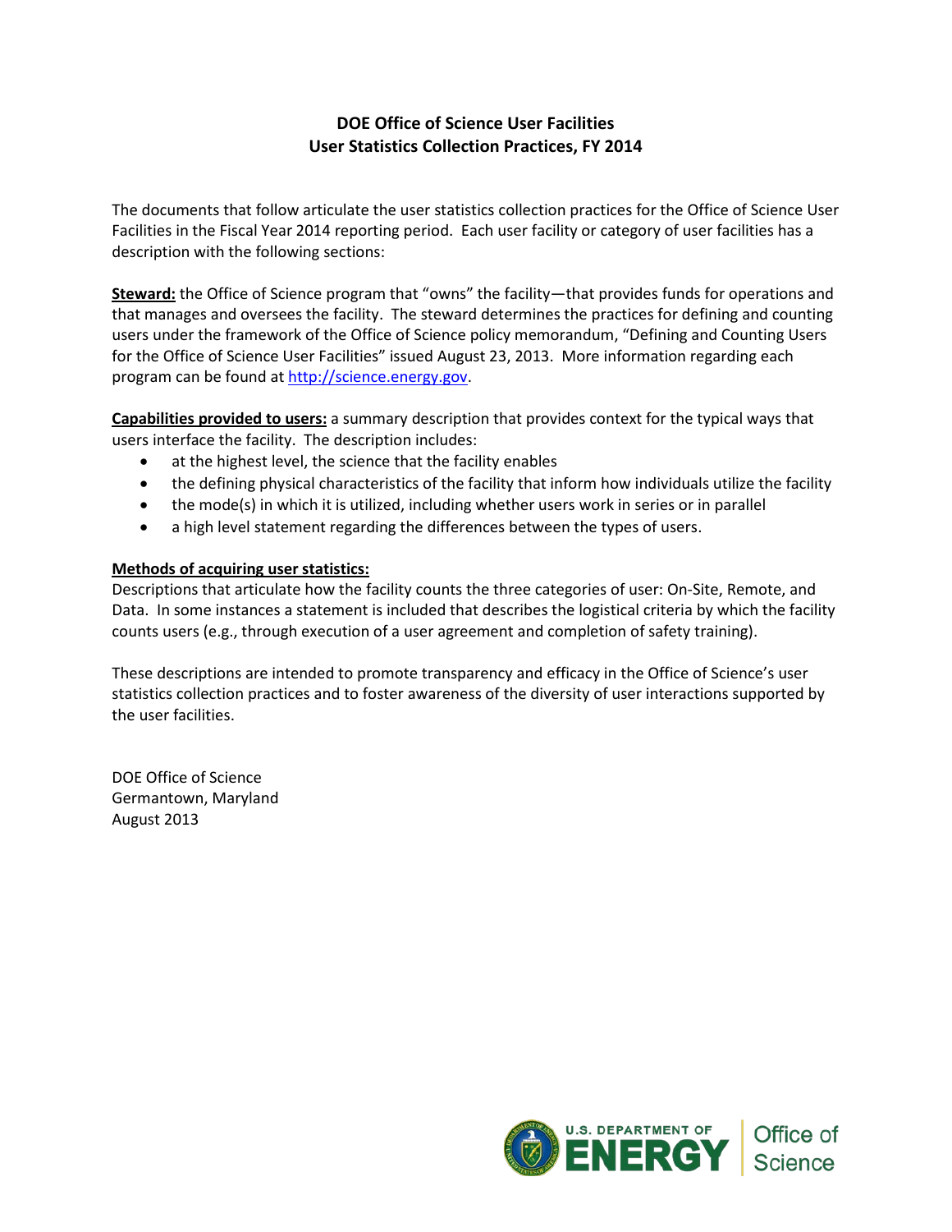# DOE Office of Science User Facilities
## User Statistics Collection Practices, FY 2014

The documents that follow articulate the user statistics collection practices for the Office of Science User Facilities in the Fiscal Year 2014 reporting period. Each user facility or category of user facilities has a description with the following sections:

**Steward:** the Office of Science program that "owns" the facility—that provides funds for operations and that manages and oversees the facility. The steward determines the practices for defining and counting users under the framework of the Office of Science policy memorandum, "Defining and Counting Users for the Office of Science User Facilities" issued August 23, 2013. More information regarding each program can be found at http://science.energy.gov.

**Capabilities provided to users:** a summary description that provides context for the typical ways that users interface the facility. The description includes:

- at the highest level, the science that the facility enables
- the defining physical characteristics of the facility that inform how individuals utilize the facility
- the mode(s) in which it is utilized, including whether users work in series or in parallel
- a high level statement regarding the differences between the types of users.

**Methods of acquiring user statistics:**
Descriptions that articulate how the facility counts the three categories of user: On-Site, Remote, and Data. In some instances a statement is included that describes the logistical criteria by which the facility counts users (e.g., through execution of a user agreement and completion of safety training).

These descriptions are intended to promote transparency and efficacy in the Office of Science's user statistics collection practices and to foster awareness of the diversity of user interactions supported by the user facilities.

DOE Office of Science
Germantown, Maryland
August 2013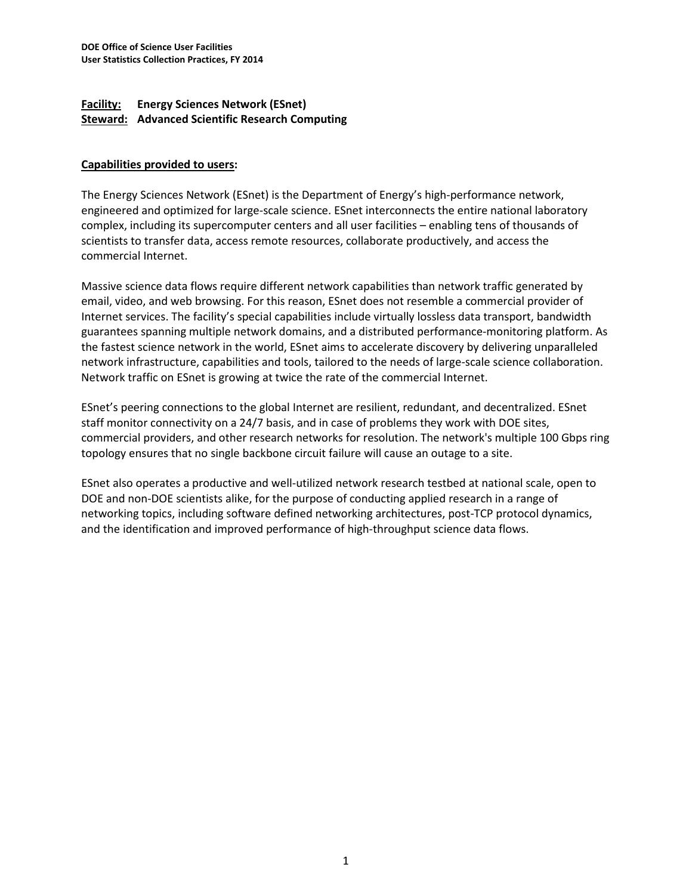**Facility:** **Energy Sciences Network (ESnet)**
**Steward:** **Advanced Scientific Research Computing**

**Capabilities provided to users:**

The Energy Sciences Network (ESnet) is the Department of Energy's high-performance network, engineered and optimized for large-scale science. ESnet interconnects the entire national laboratory complex, including its supercomputer centers and all user facilities – enabling tens of thousands of scientists to transfer data, access remote resources, collaborate productively, and access the commercial Internet.

Massive science data flows require different network capabilities than network traffic generated by email, video, and web browsing. For this reason, ESnet does not resemble a commercial provider of Internet services. The facility's special capabilities include virtually lossless data transport, bandwidth guarantees spanning multiple network domains, and a distributed performance-monitoring platform. As the fastest science network in the world, ESnet aims to accelerate discovery by delivering unparalleled network infrastructure, capabilities and tools, tailored to the needs of large-scale science collaboration. Network traffic on ESnet is growing at twice the rate of the commercial Internet.

ESnet's peering connections to the global Internet are resilient, redundant, and decentralized. ESnet staff monitor connectivity on a 24/7 basis, and in case of problems they work with DOE sites, commercial providers, and other research networks for resolution. The network's multiple 100 Gbps ring topology ensures that no single backbone circuit failure will cause an outage to a site.

ESnet also operates a productive and well-utilized network research testbed at national scale, open to DOE and non-DOE scientists alike, for the purpose of conducting applied research in a range of networking topics, including software defined networking architectures, post-TCP protocol dynamics, and the identification and improved performance of high-throughput science data flows.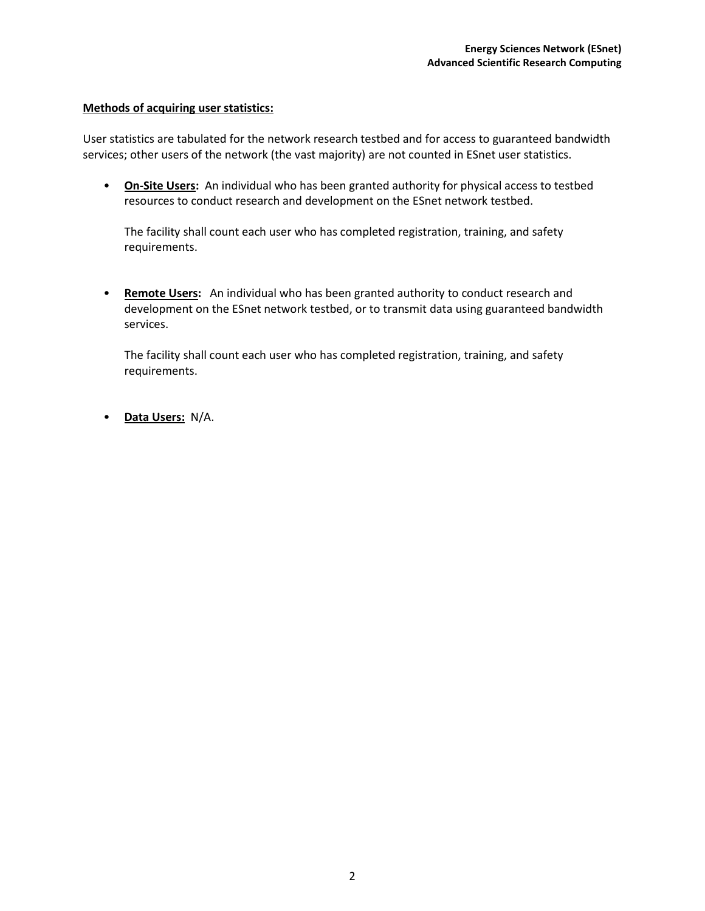**Methods of acquiring user statistics:**

User statistics are tabulated for the network research testbed and for access to guaranteed bandwidth services; other users of the network (the vast majority) are not counted in ESnet user statistics.

- **On-Site Users:** An individual who has been granted authority for physical access to testbed resources to conduct research and development on the ESnet network testbed.

  The facility shall count each user who has completed registration, training, and safety requirements.

- **Remote Users:** An individual who has been granted authority to conduct research and development on the ESnet network testbed, or to transmit data using guaranteed bandwidth services.

  The facility shall count each user who has completed registration, training, and safety requirements.

- **Data Users:** N/A.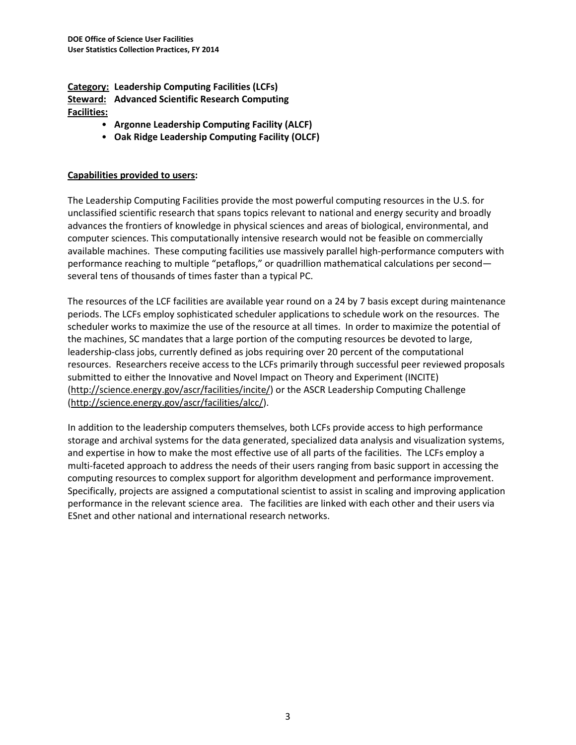**Category:** **Leadership Computing Facilities (LCFs)**
**Steward:** **Advanced Scientific Research Computing**
**Facilities:**

- **Argonne Leadership Computing Facility (ALCF)**
- **Oak Ridge Leadership Computing Facility (OLCF)**

**Capabilities provided to users:**

The Leadership Computing Facilities provide the most powerful computing resources in the U.S. for unclassified scientific research that spans topics relevant to national and energy security and broadly advances the frontiers of knowledge in physical sciences and areas of biological, environmental, and computer sciences. This computationally intensive research would not be feasible on commercially available machines. These computing facilities use massively parallel high-performance computers with performance reaching to multiple "petaflops," or quadrillion mathematical calculations per second—several tens of thousands of times faster than a typical PC.

The resources of the LCF facilities are available year round on a 24 by 7 basis except during maintenance periods. The LCFs employ sophisticated scheduler applications to schedule work on the resources. The scheduler works to maximize the use of the resource at all times. In order to maximize the potential of the machines, SC mandates that a large portion of the computing resources be devoted to large, leadership-class jobs, currently defined as jobs requiring over 20 percent of the computational resources. Researchers receive access to the LCFs primarily through successful peer reviewed proposals submitted to either the Innovative and Novel Impact on Theory and Experiment (INCITE) (http://science.energy.gov/ascr/facilities/incite/) or the ASCR Leadership Computing Challenge (http://science.energy.gov/ascr/facilities/alcc/).

In addition to the leadership computers themselves, both LCFs provide access to high performance storage and archival systems for the data generated, specialized data analysis and visualization systems, and expertise in how to make the most effective use of all parts of the facilities. The LCFs employ a multi-faceted approach to address the needs of their users ranging from basic support in accessing the computing resources to complex support for algorithm development and performance improvement. Specifically, projects are assigned a computational scientist to assist in scaling and improving application performance in the relevant science area. The facilities are linked with each other and their users via ESnet and other national and international research networks.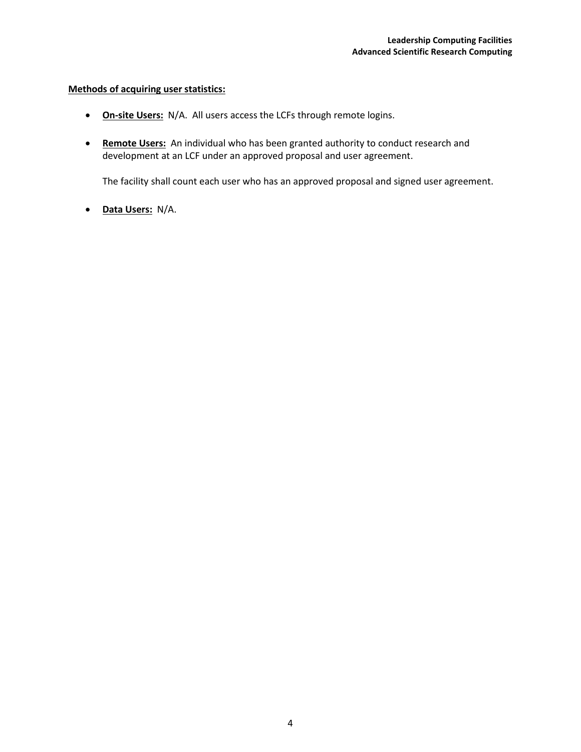**Methods of acquiring user statistics:**

- **On-site Users:** N/A. All users access the LCFs through remote logins.

- **Remote Users:** An individual who has been granted authority to conduct research and development at an LCF under an approved proposal and user agreement.

  The facility shall count each user who has an approved proposal and signed user agreement.

- **Data Users:** N/A.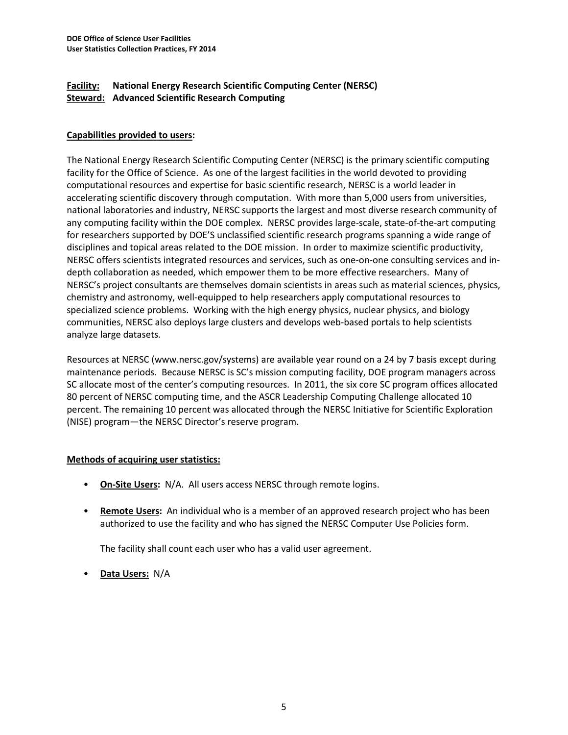**Facility: National Energy Research Scientific Computing Center (NERSC)**
**Steward: Advanced Scientific Research Computing**

**Capabilities provided to users:**

The National Energy Research Scientific Computing Center (NERSC) is the primary scientific computing facility for the Office of Science. As one of the largest facilities in the world devoted to providing computational resources and expertise for basic scientific research, NERSC is a world leader in accelerating scientific discovery through computation. With more than 5,000 users from universities, national laboratories and industry, NERSC supports the largest and most diverse research community of any computing facility within the DOE complex. NERSC provides large-scale, state-of-the-art computing for researchers supported by DOE'S unclassified scientific research programs spanning a wide range of disciplines and topical areas related to the DOE mission. In order to maximize scientific productivity, NERSC offers scientists integrated resources and services, such as one-on-one consulting services and in-depth collaboration as needed, which empower them to be more effective researchers. Many of NERSC's project consultants are themselves domain scientists in areas such as material sciences, physics, chemistry and astronomy, well-equipped to help researchers apply computational resources to specialized science problems. Working with the high energy physics, nuclear physics, and biology communities, NERSC also deploys large clusters and develops web-based portals to help scientists analyze large datasets.

Resources at NERSC (www.nersc.gov/systems) are available year round on a 24 by 7 basis except during maintenance periods. Because NERSC is SC's mission computing facility, DOE program managers across SC allocate most of the center's computing resources. In 2011, the six core SC program offices allocated 80 percent of NERSC computing time, and the ASCR Leadership Computing Challenge allocated 10 percent. The remaining 10 percent was allocated through the NERSC Initiative for Scientific Exploration (NISE) program—the NERSC Director's reserve program.

**Methods of acquiring user statistics:**

- **On-Site Users:** N/A. All users access NERSC through remote logins.
- **Remote Users:** An individual who is a member of an approved research project who has been authorized to use the facility and who has signed the NERSC Computer Use Policies form.

  The facility shall count each user who has a valid user agreement.

- **Data Users:** N/A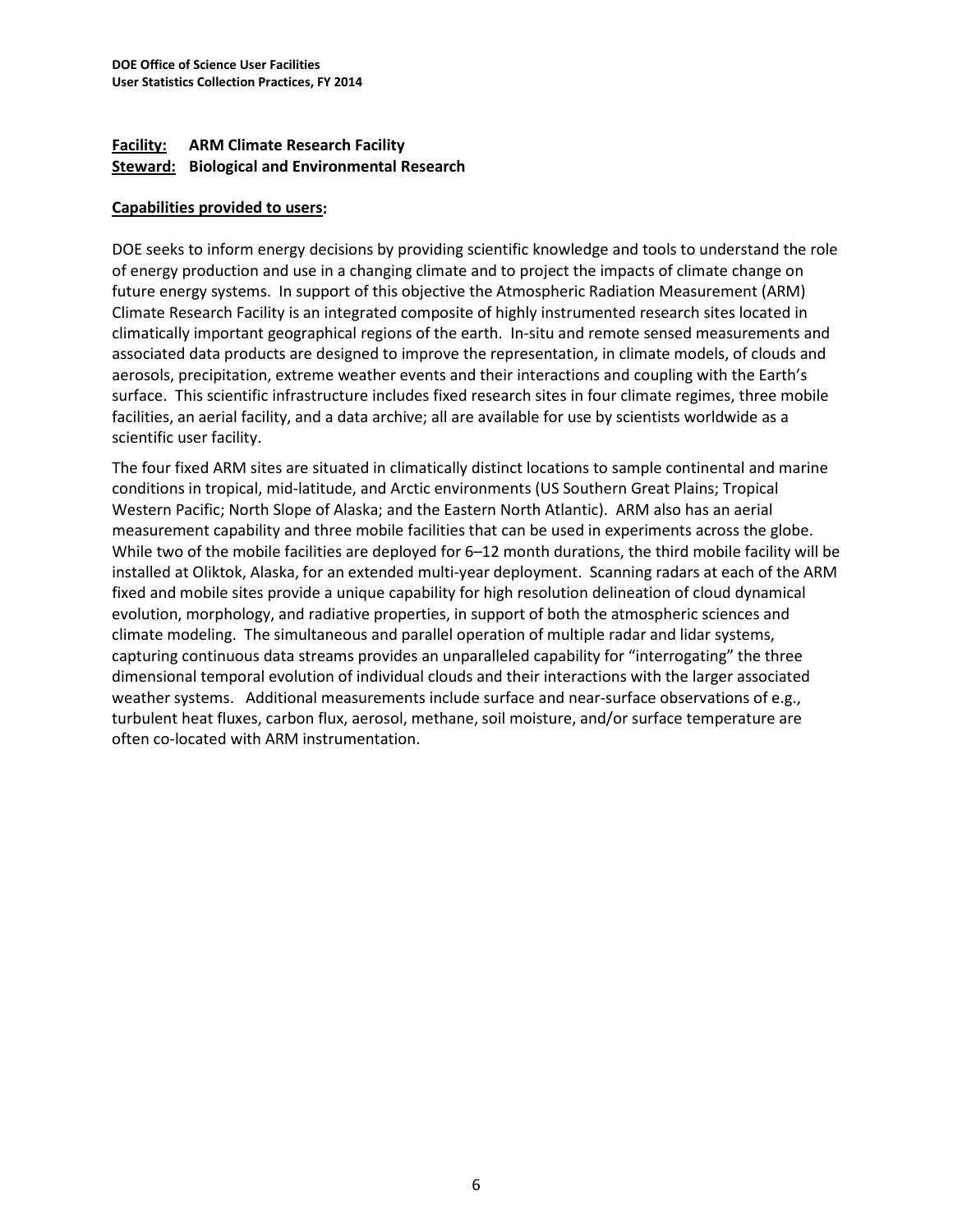**Facility:** **ARM Climate Research Facility**
**Steward:** **Biological and Environmental Research**

**Capabilities provided to users:**

DOE seeks to inform energy decisions by providing scientific knowledge and tools to understand the role of energy production and use in a changing climate and to project the impacts of climate change on future energy systems. In support of this objective the Atmospheric Radiation Measurement (ARM) Climate Research Facility is an integrated composite of highly instrumented research sites located in climatically important geographical regions of the earth. In-situ and remote sensed measurements and associated data products are designed to improve the representation, in climate models, of clouds and aerosols, precipitation, extreme weather events and their interactions and coupling with the Earth's surface. This scientific infrastructure includes fixed research sites in four climate regimes, three mobile facilities, an aerial facility, and a data archive; all are available for use by scientists worldwide as a scientific user facility.

The four fixed ARM sites are situated in climatically distinct locations to sample continental and marine conditions in tropical, mid-latitude, and Arctic environments (US Southern Great Plains; Tropical Western Pacific; North Slope of Alaska; and the Eastern North Atlantic). ARM also has an aerial measurement capability and three mobile facilities that can be used in experiments across the globe. While two of the mobile facilities are deployed for 6–12 month durations, the third mobile facility will be installed at Oliktok, Alaska, for an extended multi-year deployment. Scanning radars at each of the ARM fixed and mobile sites provide a unique capability for high resolution delineation of cloud dynamical evolution, morphology, and radiative properties, in support of both the atmospheric sciences and climate modeling. The simultaneous and parallel operation of multiple radar and lidar systems, capturing continuous data streams provides an unparalleled capability for "interrogating" the three dimensional temporal evolution of individual clouds and their interactions with the larger associated weather systems. Additional measurements include surface and near-surface observations of e.g., turbulent heat fluxes, carbon flux, aerosol, methane, soil moisture, and/or surface temperature are often co-located with ARM instrumentation.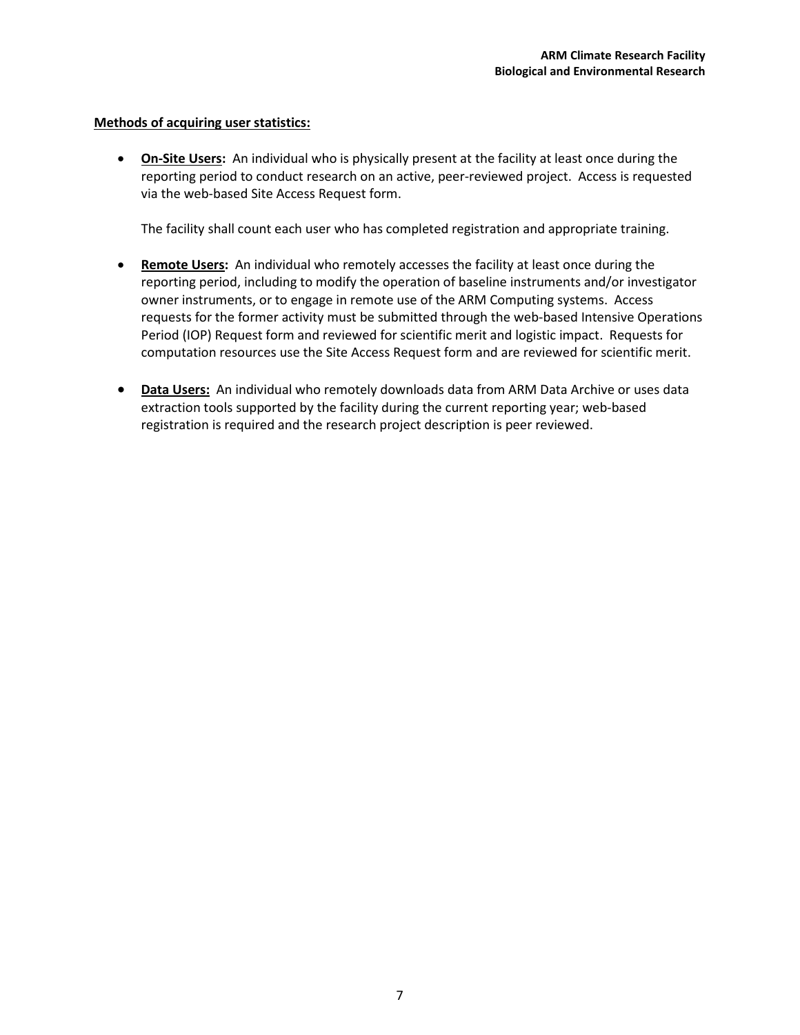**<u>Methods of acquiring user statistics:</u>**

- **<u>On-Site Users</u>:** An individual who is physically present at the facility at least once during the reporting period to conduct research on an active, peer-reviewed project. Access is requested via the web-based Site Access Request form.

  The facility shall count each user who has completed registration and appropriate training.

- **<u>Remote Users</u>:** An individual who remotely accesses the facility at least once during the reporting period, including to modify the operation of baseline instruments and/or investigator owner instruments, or to engage in remote use of the ARM Computing systems. Access requests for the former activity must be submitted through the web-based Intensive Operations Period (IOP) Request form and reviewed for scientific merit and logistic impact. Requests for computation resources use the Site Access Request form and are reviewed for scientific merit.

- **<u>Data Users:</u>** An individual who remotely downloads data from ARM Data Archive or uses data extraction tools supported by the facility during the current reporting year; web-based registration is required and the research project description is peer reviewed.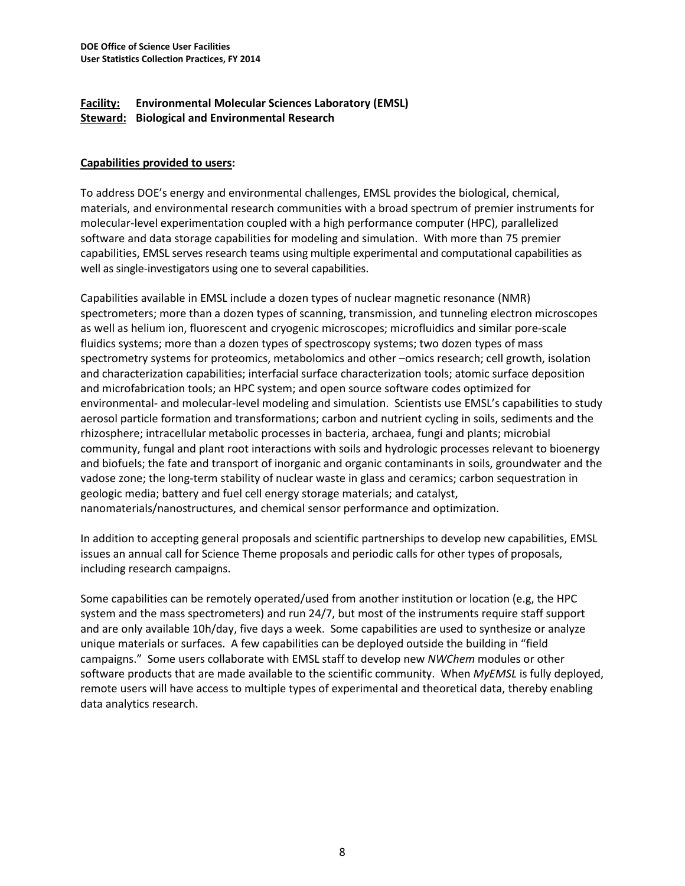**Facility: Environmental Molecular Sciences Laboratory (EMSL)**
**Steward: Biological and Environmental Research**

**Capabilities provided to users:**

To address DOE's energy and environmental challenges, EMSL provides the biological, chemical, materials, and environmental research communities with a broad spectrum of premier instruments for molecular-level experimentation coupled with a high performance computer (HPC), parallelized software and data storage capabilities for modeling and simulation. With more than 75 premier capabilities, EMSL serves research teams using multiple experimental and computational capabilities as well as single-investigators using one to several capabilities.

Capabilities available in EMSL include a dozen types of nuclear magnetic resonance (NMR) spectrometers; more than a dozen types of scanning, transmission, and tunneling electron microscopes as well as helium ion, fluorescent and cryogenic microscopes; microfluidics and similar pore-scale fluidics systems; more than a dozen types of spectroscopy systems; two dozen types of mass spectrometry systems for proteomics, metabolomics and other –omics research; cell growth, isolation and characterization capabilities; interfacial surface characterization tools; atomic surface deposition and microfabrication tools; an HPC system; and open source software codes optimized for environmental- and molecular-level modeling and simulation. Scientists use EMSL's capabilities to study aerosol particle formation and transformations; carbon and nutrient cycling in soils, sediments and the rhizosphere; intracellular metabolic processes in bacteria, archaea, fungi and plants; microbial community, fungal and plant root interactions with soils and hydrologic processes relevant to bioenergy and biofuels; the fate and transport of inorganic and organic contaminants in soils, groundwater and the vadose zone; the long-term stability of nuclear waste in glass and ceramics; carbon sequestration in geologic media; battery and fuel cell energy storage materials; and catalyst, nanomaterials/nanostructures, and chemical sensor performance and optimization.

In addition to accepting general proposals and scientific partnerships to develop new capabilities, EMSL issues an annual call for Science Theme proposals and periodic calls for other types of proposals, including research campaigns.

Some capabilities can be remotely operated/used from another institution or location (e.g, the HPC system and the mass spectrometers) and run 24/7, but most of the instruments require staff support and are only available 10h/day, five days a week. Some capabilities are used to synthesize or analyze unique materials or surfaces. A few capabilities can be deployed outside the building in "field campaigns." Some users collaborate with EMSL staff to develop new *NWChem* modules or other software products that are made available to the scientific community. When *MyEMSL* is fully deployed, remote users will have access to multiple types of experimental and theoretical data, thereby enabling data analytics research.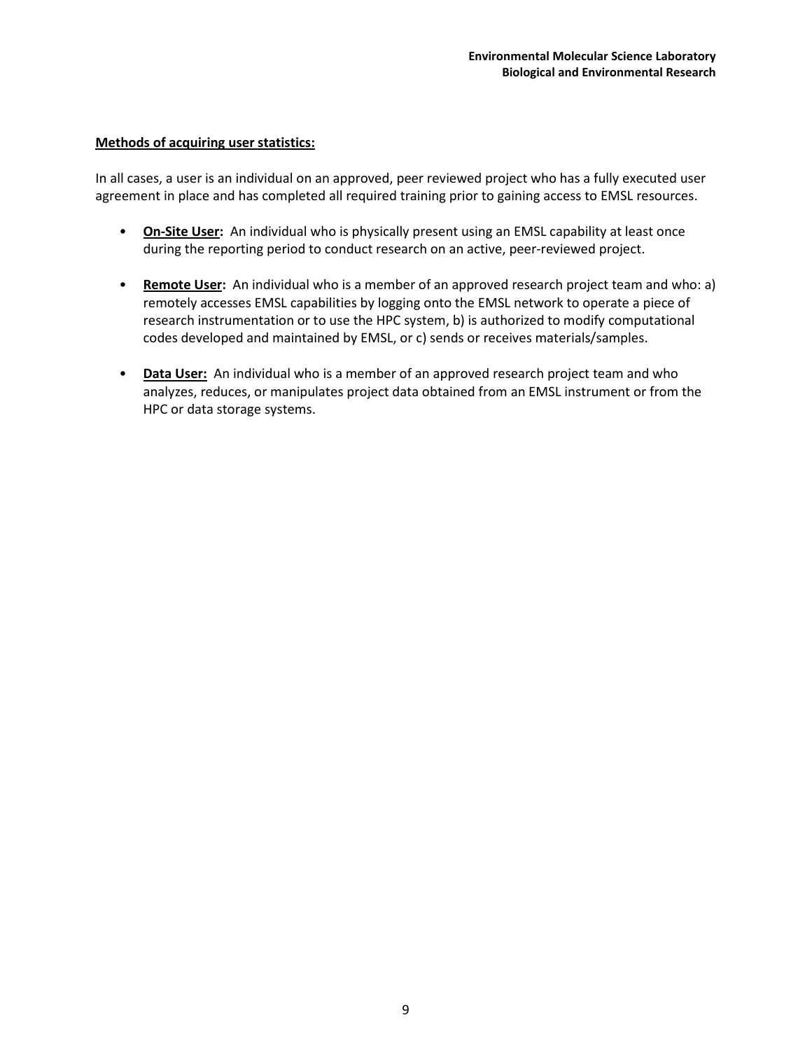**<u>Methods of acquiring user statistics:</u>**

In all cases, a user is an individual on an approved, peer reviewed project who has a fully executed user agreement in place and has completed all required training prior to gaining access to EMSL resources.

- **<u>On-Site User</u>:** An individual who is physically present using an EMSL capability at least once during the reporting period to conduct research on an active, peer-reviewed project.
- **<u>Remote User</u>:** An individual who is a member of an approved research project team and who: a) remotely accesses EMSL capabilities by logging onto the EMSL network to operate a piece of research instrumentation or to use the HPC system, b) is authorized to modify computational codes developed and maintained by EMSL, or c) sends or receives materials/samples.
- **<u>Data User</u>:** An individual who is a member of an approved research project team and who analyzes, reduces, or manipulates project data obtained from an EMSL instrument or from the HPC or data storage systems.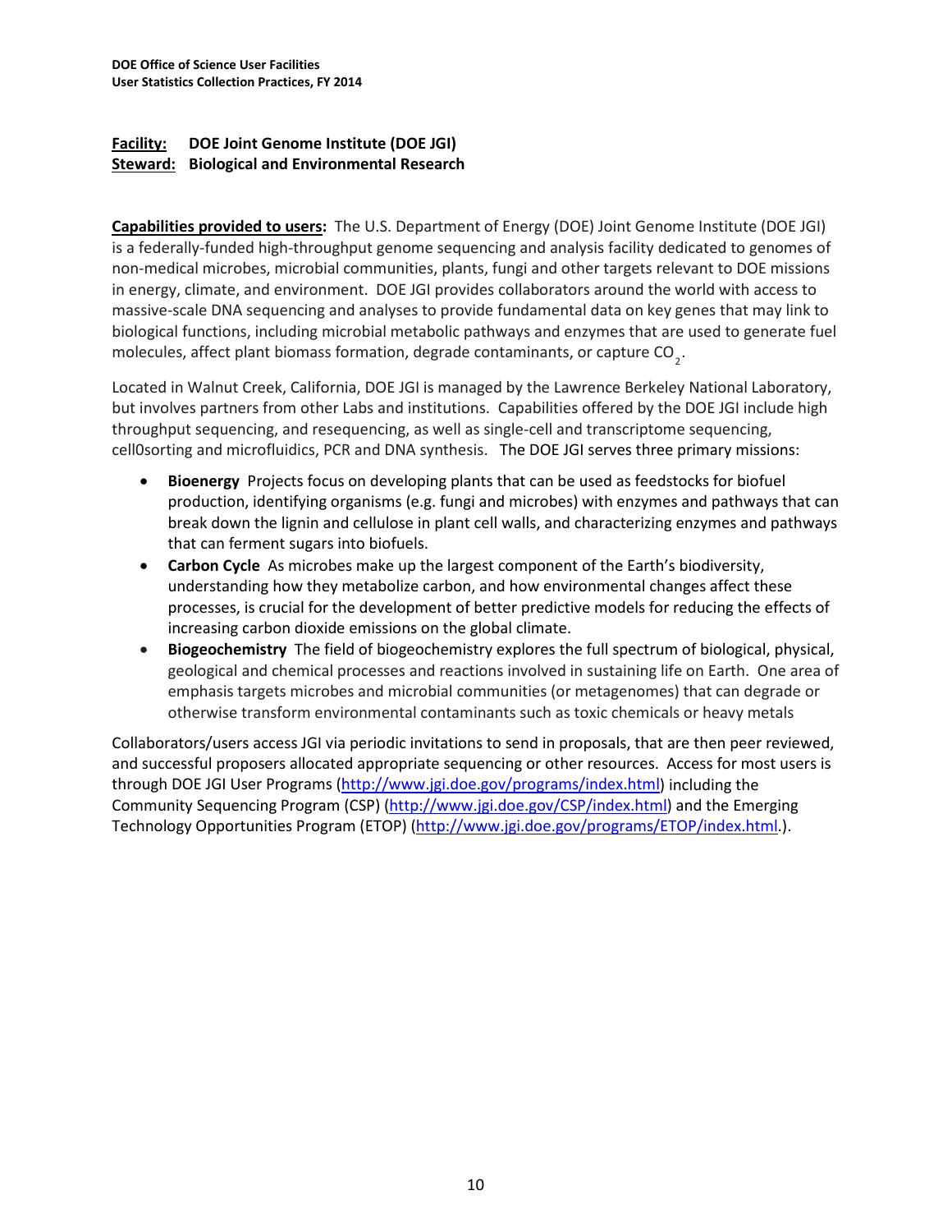**Facility: DOE Joint Genome Institute (DOE JGI)**
**Steward: Biological and Environmental Research**

**Capabilities provided to users:** The U.S. Department of Energy (DOE) Joint Genome Institute (DOE JGI) is a federally-funded high-throughput genome sequencing and analysis facility dedicated to genomes of non-medical microbes, microbial communities, plants, fungi and other targets relevant to DOE missions in energy, climate, and environment. DOE JGI provides collaborators around the world with access to massive-scale DNA sequencing and analyses to provide fundamental data on key genes that may link to biological functions, including microbial metabolic pathways and enzymes that are used to generate fuel molecules, affect plant biomass formation, degrade contaminants, or capture $CO_2$.

Located in Walnut Creek, California, DOE JGI is managed by the Lawrence Berkeley National Laboratory, but involves partners from other Labs and institutions. Capabilities offered by the DOE JGI include high throughput sequencing, and resequencing, as well as single-cell and transcriptome sequencing, cell0sorting and microfluidics, PCR and DNA synthesis. The DOE JGI serves three primary missions:

- **Bioenergy** Projects focus on developing plants that can be used as feedstocks for biofuel production, identifying organisms (e.g. fungi and microbes) with enzymes and pathways that can break down the lignin and cellulose in plant cell walls, and characterizing enzymes and pathways that can ferment sugars into biofuels.
- **Carbon Cycle** As microbes make up the largest component of the Earth's biodiversity, understanding how they metabolize carbon, and how environmental changes affect these processes, is crucial for the development of better predictive models for reducing the effects of increasing carbon dioxide emissions on the global climate.
- **Biogeochemistry** The field of biogeochemistry explores the full spectrum of biological, physical, geological and chemical processes and reactions involved in sustaining life on Earth. One area of emphasis targets microbes and microbial communities (or metagenomes) that can degrade or otherwise transform environmental contaminants such as toxic chemicals or heavy metals

Collaborators/users access JGI via periodic invitations to send in proposals, that are then peer reviewed, and successful proposers allocated appropriate sequencing or other resources. Access for most users is through DOE JGI User Programs (http://www.jgi.doe.gov/programs/index.html) including the Community Sequencing Program (CSP) (http://www.jgi.doe.gov/CSP/index.html) and the Emerging Technology Opportunities Program (ETOP) (http://www.jgi.doe.gov/programs/ETOP/index.html.).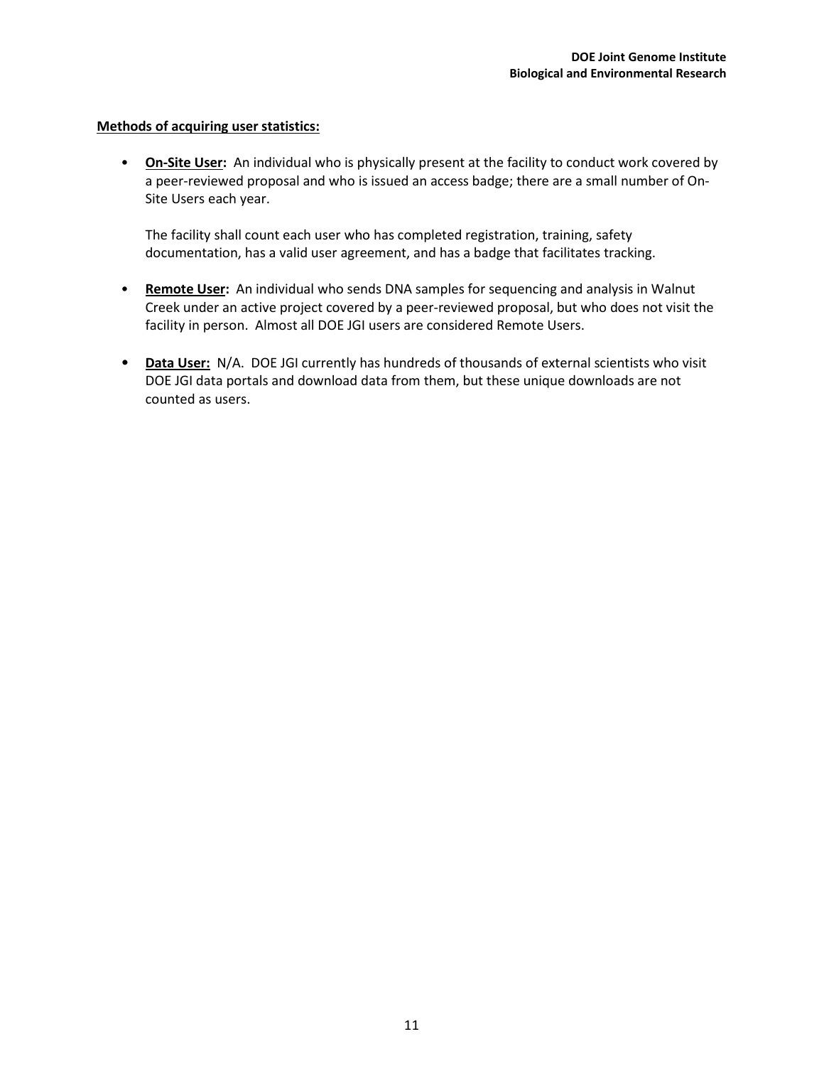**Methods of acquiring user statistics:**

- **On-Site User:** An individual who is physically present at the facility to conduct work covered by a peer-reviewed proposal and who is issued an access badge; there are a small number of On-Site Users each year.

  The facility shall count each user who has completed registration, training, safety documentation, has a valid user agreement, and has a badge that facilitates tracking.

- **Remote User:** An individual who sends DNA samples for sequencing and analysis in Walnut Creek under an active project covered by a peer-reviewed proposal, but who does not visit the facility in person. Almost all DOE JGI users are considered Remote Users.

- **Data User:** N/A. DOE JGI currently has hundreds of thousands of external scientists who visit DOE JGI data portals and download data from them, but these unique downloads are not counted as users.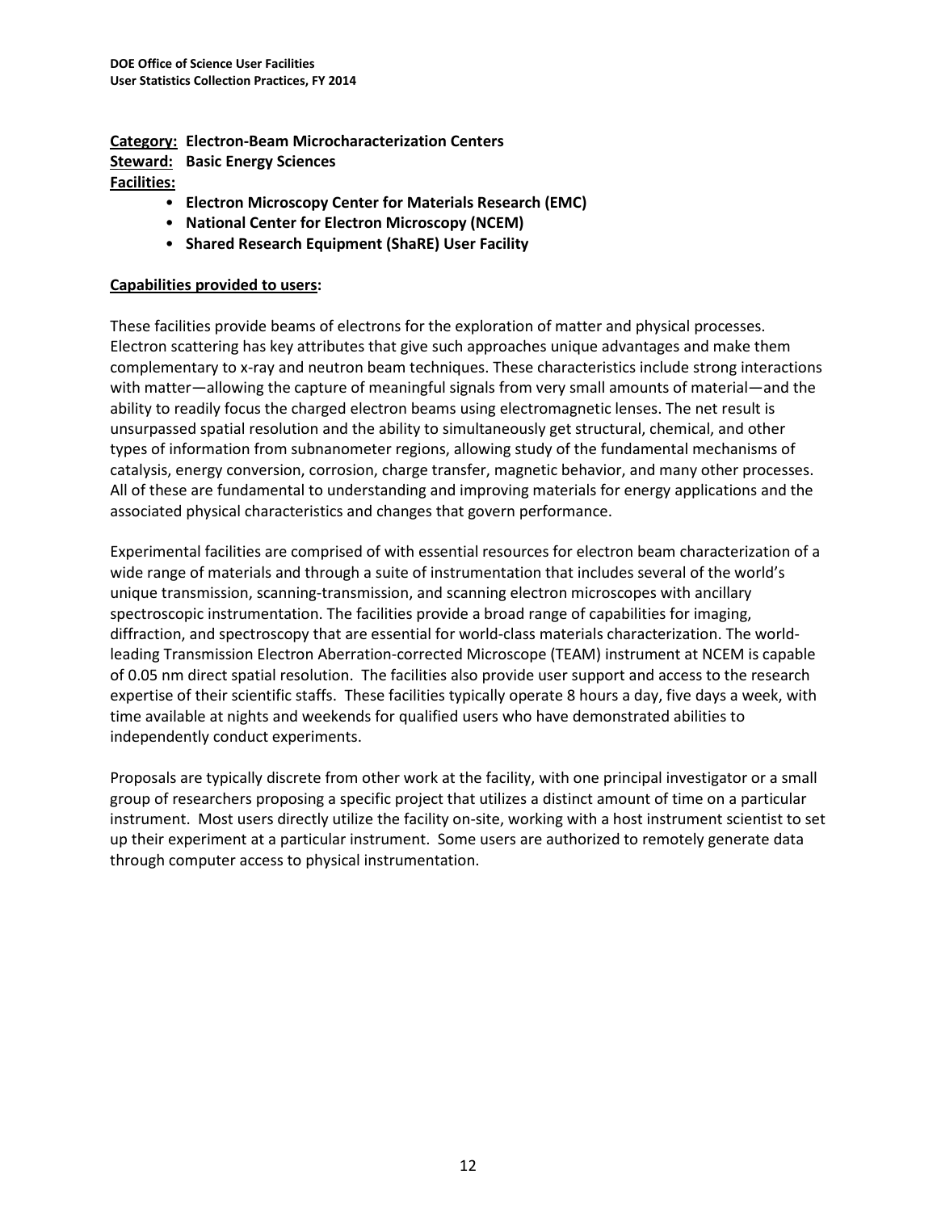**Category: Electron-Beam Microcharacterization Centers**
**Steward: Basic Energy Sciences**
**Facilities:**

- **Electron Microscopy Center for Materials Research (EMC)**
- **National Center for Electron Microscopy (NCEM)**
- **Shared Research Equipment (ShaRE) User Facility**

**Capabilities provided to users:**

These facilities provide beams of electrons for the exploration of matter and physical processes. Electron scattering has key attributes that give such approaches unique advantages and make them complementary to x-ray and neutron beam techniques. These characteristics include strong interactions with matter—allowing the capture of meaningful signals from very small amounts of material—and the ability to readily focus the charged electron beams using electromagnetic lenses. The net result is unsurpassed spatial resolution and the ability to simultaneously get structural, chemical, and other types of information from subnanometer regions, allowing study of the fundamental mechanisms of catalysis, energy conversion, corrosion, charge transfer, magnetic behavior, and many other processes. All of these are fundamental to understanding and improving materials for energy applications and the associated physical characteristics and changes that govern performance.

Experimental facilities are comprised of with essential resources for electron beam characterization of a wide range of materials and through a suite of instrumentation that includes several of the world's unique transmission, scanning-transmission, and scanning electron microscopes with ancillary spectroscopic instrumentation. The facilities provide a broad range of capabilities for imaging, diffraction, and spectroscopy that are essential for world-class materials characterization. The world-leading Transmission Electron Aberration-corrected Microscope (TEAM) instrument at NCEM is capable of 0.05 nm direct spatial resolution. The facilities also provide user support and access to the research expertise of their scientific staffs. These facilities typically operate 8 hours a day, five days a week, with time available at nights and weekends for qualified users who have demonstrated abilities to independently conduct experiments.

Proposals are typically discrete from other work at the facility, with one principal investigator or a small group of researchers proposing a specific project that utilizes a distinct amount of time on a particular instrument. Most users directly utilize the facility on-site, working with a host instrument scientist to set up their experiment at a particular instrument. Some users are authorized to remotely generate data through computer access to physical instrumentation.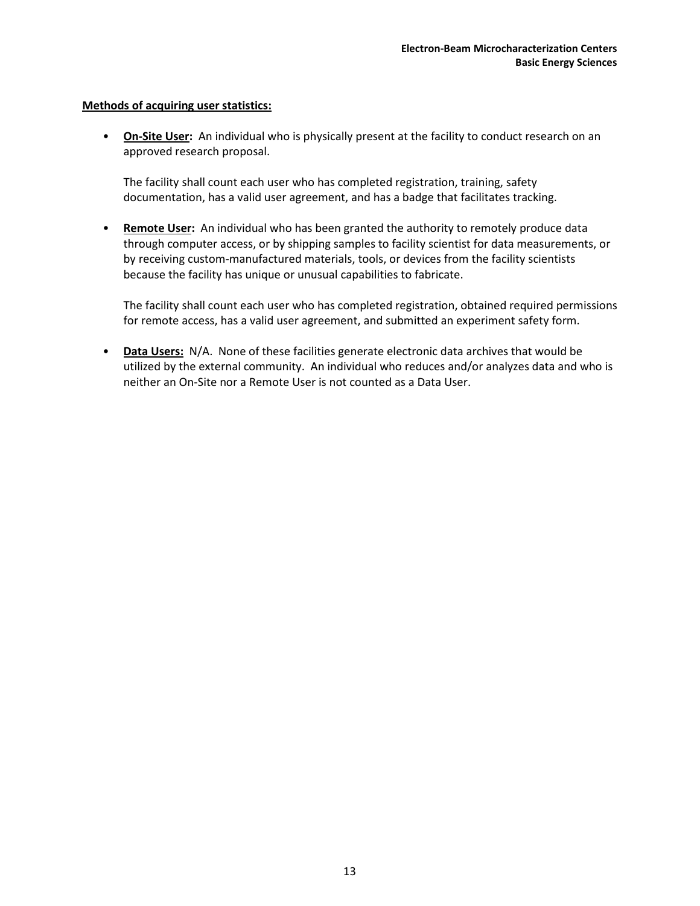**Methods of acquiring user statistics:**

- **On-Site User:** An individual who is physically present at the facility to conduct research on an approved research proposal.

  The facility shall count each user who has completed registration, training, safety documentation, has a valid user agreement, and has a badge that facilitates tracking.

- **Remote User:** An individual who has been granted the authority to remotely produce data through computer access, or by shipping samples to facility scientist for data measurements, or by receiving custom-manufactured materials, tools, or devices from the facility scientists because the facility has unique or unusual capabilities to fabricate.

  The facility shall count each user who has completed registration, obtained required permissions for remote access, has a valid user agreement, and submitted an experiment safety form.

- **Data Users:** N/A. None of these facilities generate electronic data archives that would be utilized by the external community. An individual who reduces and/or analyzes data and who is neither an On-Site nor a Remote User is not counted as a Data User.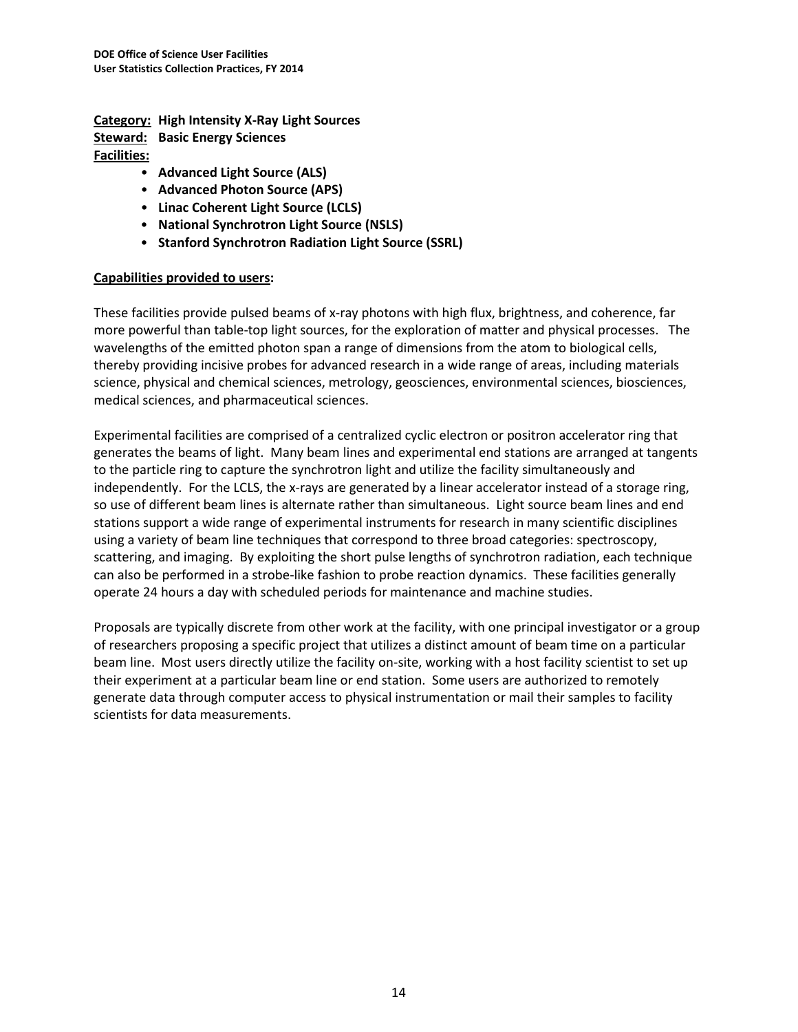**Category:** **High Intensity X-Ray Light Sources**

**Steward:** **Basic Energy Sciences**

**Facilities:**

- **Advanced Light Source (ALS)**
- **Advanced Photon Source (APS)**
- **Linac Coherent Light Source (LCLS)**
- **National Synchrotron Light Source (NSLS)**
- **Stanford Synchrotron Radiation Light Source (SSRL)**

**Capabilities provided to users:**

These facilities provide pulsed beams of x-ray photons with high flux, brightness, and coherence, far more powerful than table-top light sources, for the exploration of matter and physical processes. The wavelengths of the emitted photon span a range of dimensions from the atom to biological cells, thereby providing incisive probes for advanced research in a wide range of areas, including materials science, physical and chemical sciences, metrology, geosciences, environmental sciences, biosciences, medical sciences, and pharmaceutical sciences.

Experimental facilities are comprised of a centralized cyclic electron or positron accelerator ring that generates the beams of light. Many beam lines and experimental end stations are arranged at tangents to the particle ring to capture the synchrotron light and utilize the facility simultaneously and independently. For the LCLS, the x-rays are generated by a linear accelerator instead of a storage ring, so use of different beam lines is alternate rather than simultaneous. Light source beam lines and end stations support a wide range of experimental instruments for research in many scientific disciplines using a variety of beam line techniques that correspond to three broad categories: spectroscopy, scattering, and imaging. By exploiting the short pulse lengths of synchrotron radiation, each technique can also be performed in a strobe-like fashion to probe reaction dynamics. These facilities generally operate 24 hours a day with scheduled periods for maintenance and machine studies.

Proposals are typically discrete from other work at the facility, with one principal investigator or a group of researchers proposing a specific project that utilizes a distinct amount of beam time on a particular beam line. Most users directly utilize the facility on-site, working with a host facility scientist to set up their experiment at a particular beam line or end station. Some users are authorized to remotely generate data through computer access to physical instrumentation or mail their samples to facility scientists for data measurements.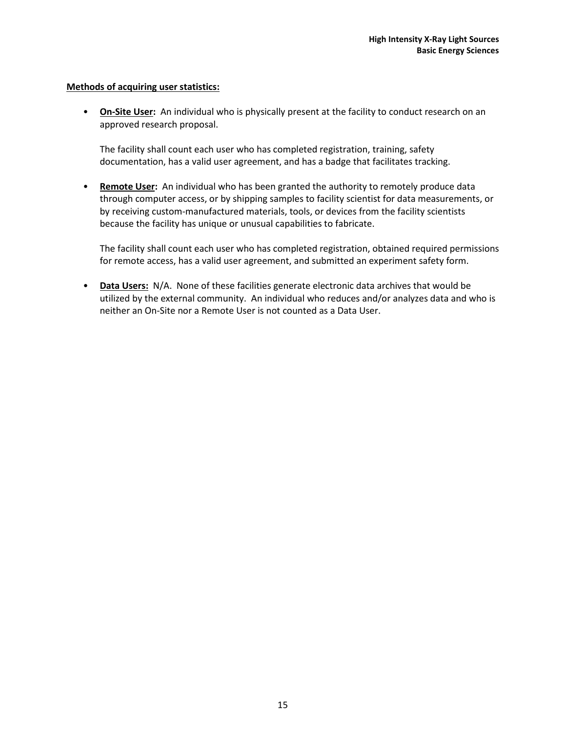**Methods of acquiring user statistics:**

- **On-Site User:** An individual who is physically present at the facility to conduct research on an approved research proposal.

  The facility shall count each user who has completed registration, training, safety documentation, has a valid user agreement, and has a badge that facilitates tracking.

- **Remote User:** An individual who has been granted the authority to remotely produce data through computer access, or by shipping samples to facility scientist for data measurements, or by receiving custom-manufactured materials, tools, or devices from the facility scientists because the facility has unique or unusual capabilities to fabricate.

  The facility shall count each user who has completed registration, obtained required permissions for remote access, has a valid user agreement, and submitted an experiment safety form.

- **Data Users:** N/A. None of these facilities generate electronic data archives that would be utilized by the external community. An individual who reduces and/or analyzes data and who is neither an On-Site nor a Remote User is not counted as a Data User.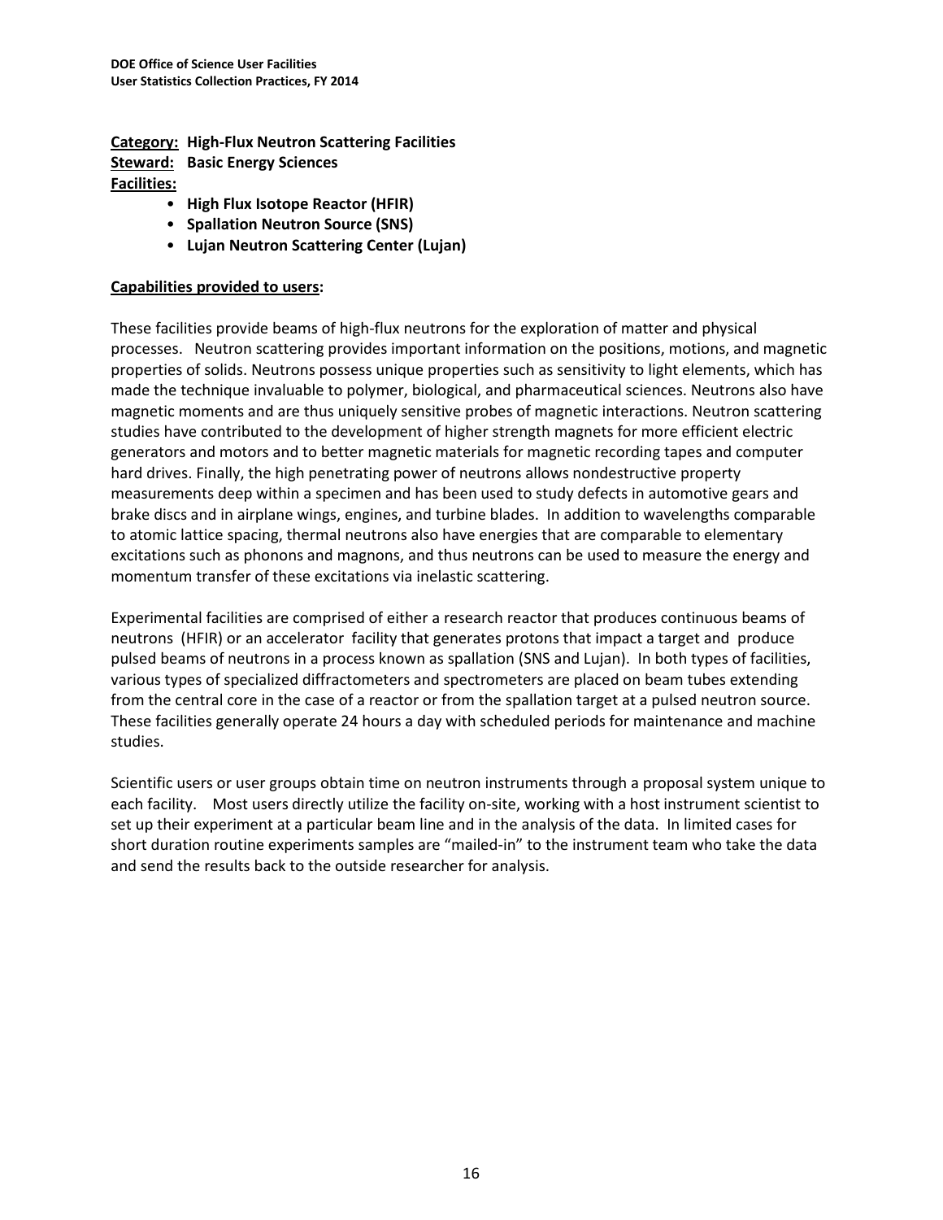**Category: High-Flux Neutron Scattering Facilities**

**Steward: Basic Energy Sciences**

**Facilities:**

- **High Flux Isotope Reactor (HFIR)**
- **Spallation Neutron Source (SNS)**
- **Lujan Neutron Scattering Center (Lujan)**

**Capabilities provided to users:**

These facilities provide beams of high-flux neutrons for the exploration of matter and physical processes. Neutron scattering provides important information on the positions, motions, and magnetic properties of solids. Neutrons possess unique properties such as sensitivity to light elements, which has made the technique invaluable to polymer, biological, and pharmaceutical sciences. Neutrons also have magnetic moments and are thus uniquely sensitive probes of magnetic interactions. Neutron scattering studies have contributed to the development of higher strength magnets for more efficient electric generators and motors and to better magnetic materials for magnetic recording tapes and computer hard drives. Finally, the high penetrating power of neutrons allows nondestructive property measurements deep within a specimen and has been used to study defects in automotive gears and brake discs and in airplane wings, engines, and turbine blades. In addition to wavelengths comparable to atomic lattice spacing, thermal neutrons also have energies that are comparable to elementary excitations such as phonons and magnons, and thus neutrons can be used to measure the energy and momentum transfer of these excitations via inelastic scattering.

Experimental facilities are comprised of either a research reactor that produces continuous beams of neutrons (HFIR) or an accelerator facility that generates protons that impact a target and produce pulsed beams of neutrons in a process known as spallation (SNS and Lujan). In both types of facilities, various types of specialized diffractometers and spectrometers are placed on beam tubes extending from the central core in the case of a reactor or from the spallation target at a pulsed neutron source. These facilities generally operate 24 hours a day with scheduled periods for maintenance and machine studies.

Scientific users or user groups obtain time on neutron instruments through a proposal system unique to each facility. Most users directly utilize the facility on-site, working with a host instrument scientist to set up their experiment at a particular beam line and in the analysis of the data. In limited cases for short duration routine experiments samples are "mailed-in" to the instrument team who take the data and send the results back to the outside researcher for analysis.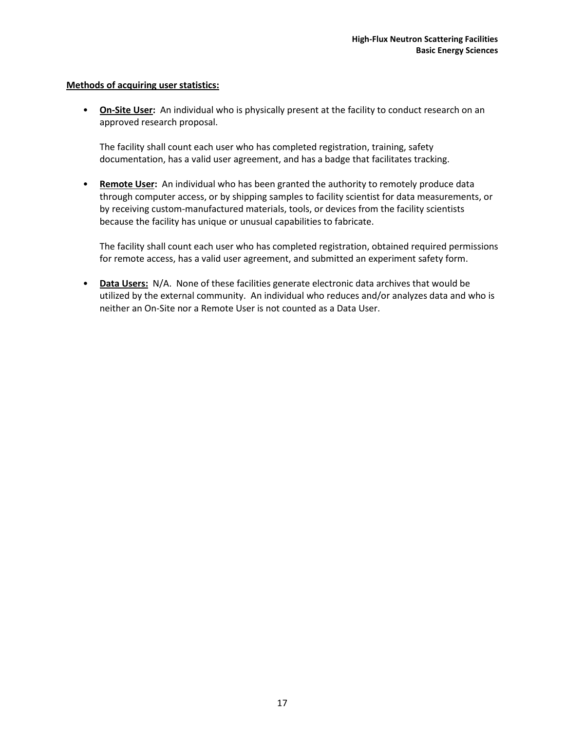**Methods of acquiring user statistics:**

- **On-Site User:** An individual who is physically present at the facility to conduct research on an approved research proposal.

  The facility shall count each user who has completed registration, training, safety documentation, has a valid user agreement, and has a badge that facilitates tracking.

- **Remote User:** An individual who has been granted the authority to remotely produce data through computer access, or by shipping samples to facility scientist for data measurements, or by receiving custom-manufactured materials, tools, or devices from the facility scientists because the facility has unique or unusual capabilities to fabricate.

  The facility shall count each user who has completed registration, obtained required permissions for remote access, has a valid user agreement, and submitted an experiment safety form.

- **Data Users:** N/A. None of these facilities generate electronic data archives that would be utilized by the external community. An individual who reduces and/or analyzes data and who is neither an On-Site nor a Remote User is not counted as a Data User.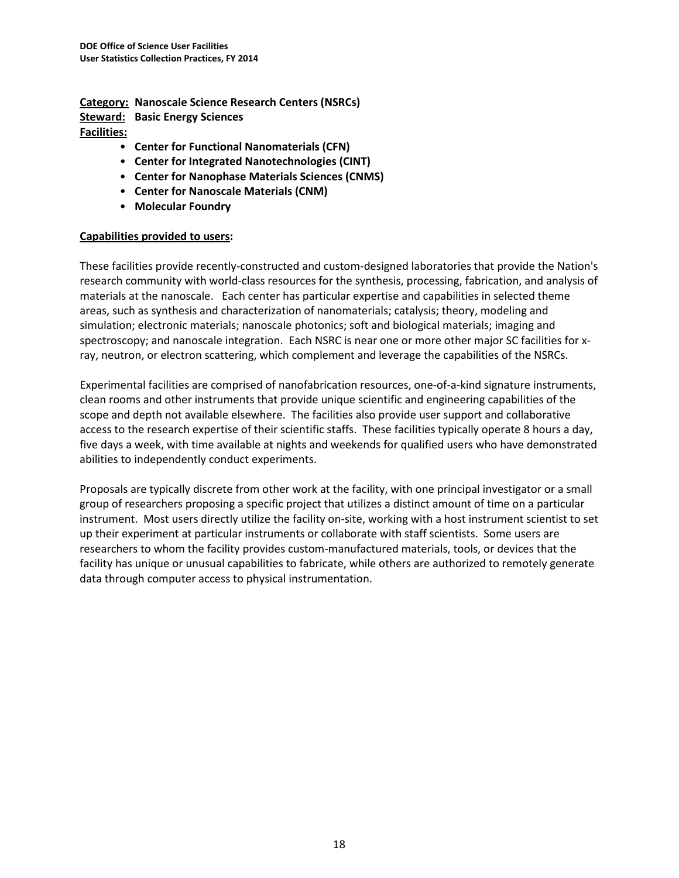**Category:** **Nanoscale Science Research Centers (NSRCs)**
**Steward:** **Basic Energy Sciences**
**Facilities:**

- **Center for Functional Nanomaterials (CFN)**
- **Center for Integrated Nanotechnologies (CINT)**
- **Center for Nanophase Materials Sciences (CNMS)**
- **Center for Nanoscale Materials (CNM)**
- **Molecular Foundry**

**Capabilities provided to users:**

These facilities provide recently-constructed and custom-designed laboratories that provide the Nation's research community with world-class resources for the synthesis, processing, fabrication, and analysis of materials at the nanoscale. Each center has particular expertise and capabilities in selected theme areas, such as synthesis and characterization of nanomaterials; catalysis; theory, modeling and simulation; electronic materials; nanoscale photonics; soft and biological materials; imaging and spectroscopy; and nanoscale integration. Each NSRC is near one or more other major SC facilities for x-ray, neutron, or electron scattering, which complement and leverage the capabilities of the NSRCs.

Experimental facilities are comprised of nanofabrication resources, one-of-a-kind signature instruments, clean rooms and other instruments that provide unique scientific and engineering capabilities of the scope and depth not available elsewhere. The facilities also provide user support and collaborative access to the research expertise of their scientific staffs. These facilities typically operate 8 hours a day, five days a week, with time available at nights and weekends for qualified users who have demonstrated abilities to independently conduct experiments.

Proposals are typically discrete from other work at the facility, with one principal investigator or a small group of researchers proposing a specific project that utilizes a distinct amount of time on a particular instrument. Most users directly utilize the facility on-site, working with a host instrument scientist to set up their experiment at particular instruments or collaborate with staff scientists. Some users are researchers to whom the facility provides custom-manufactured materials, tools, or devices that the facility has unique or unusual capabilities to fabricate, while others are authorized to remotely generate data through computer access to physical instrumentation.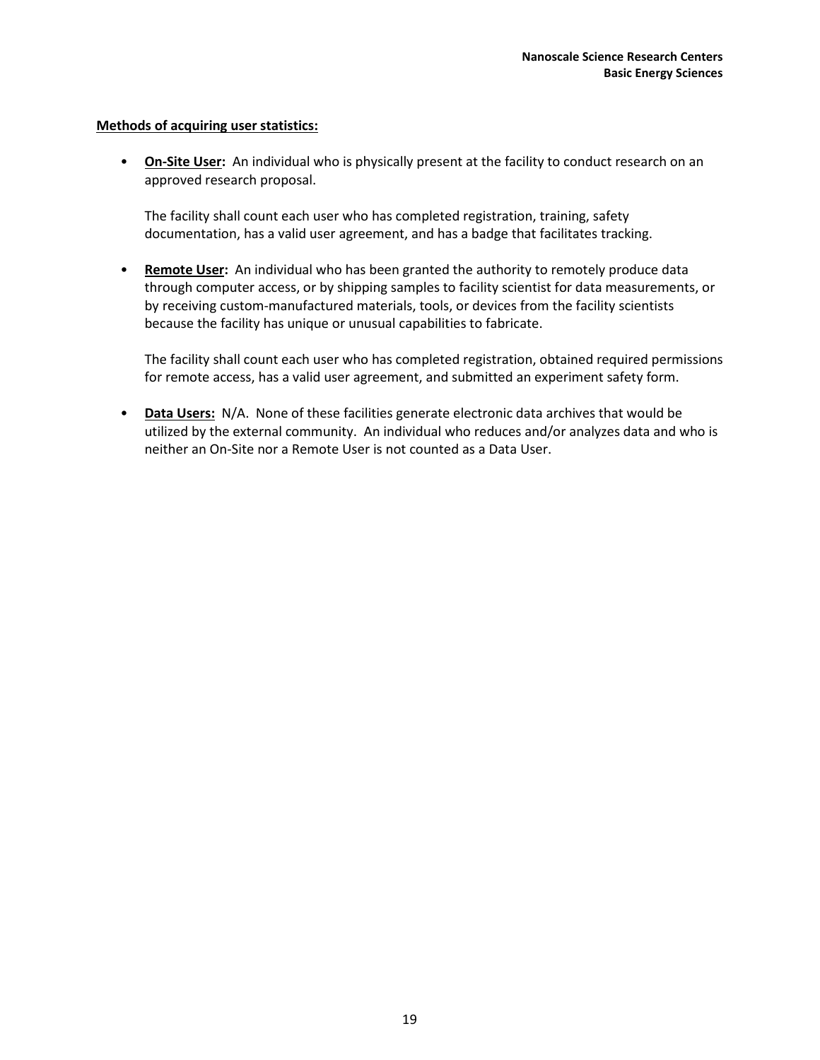**Methods of acquiring user statistics:**

- **On-Site User:** An individual who is physically present at the facility to conduct research on an approved research proposal.

  The facility shall count each user who has completed registration, training, safety documentation, has a valid user agreement, and has a badge that facilitates tracking.

- **Remote User:** An individual who has been granted the authority to remotely produce data through computer access, or by shipping samples to facility scientist for data measurements, or by receiving custom-manufactured materials, tools, or devices from the facility scientists because the facility has unique or unusual capabilities to fabricate.

  The facility shall count each user who has completed registration, obtained required permissions for remote access, has a valid user agreement, and submitted an experiment safety form.

- **Data Users:** N/A. None of these facilities generate electronic data archives that would be utilized by the external community. An individual who reduces and/or analyzes data and who is neither an On-Site nor a Remote User is not counted as a Data User.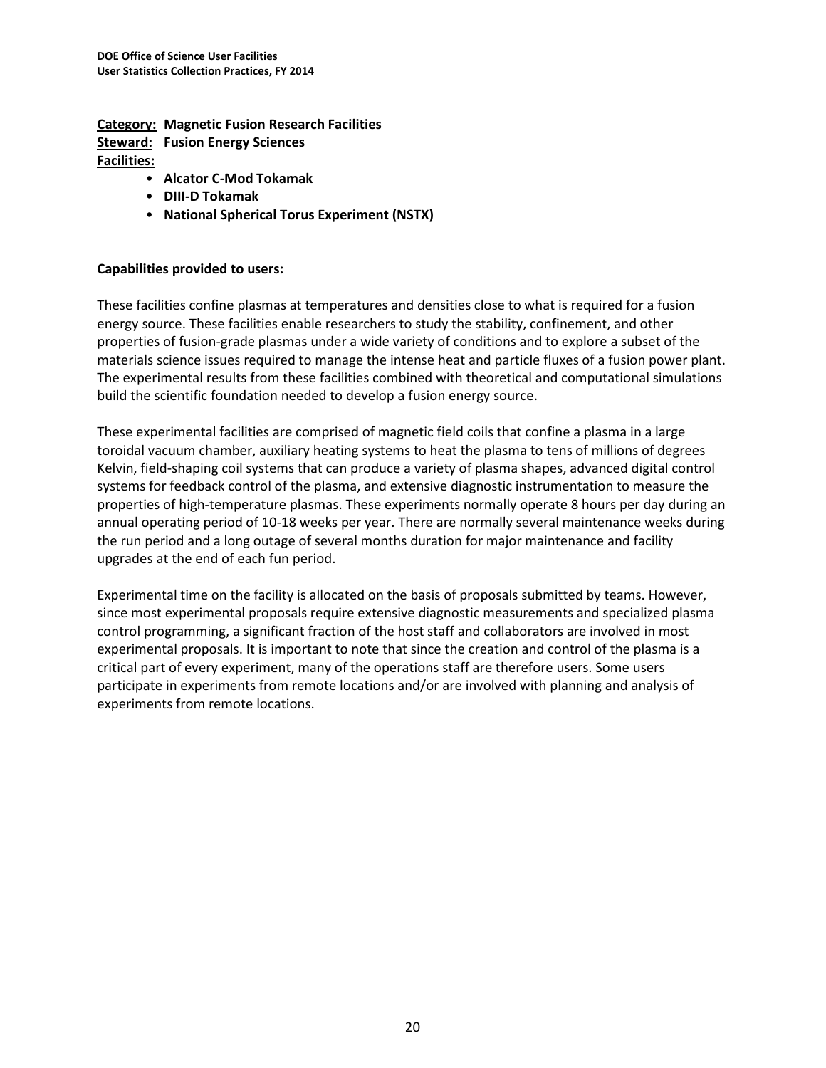**Category:** **Magnetic Fusion Research Facilities**
**Steward:** **Fusion Energy Sciences**
**Facilities:**

- **Alcator C-Mod Tokamak**
- **DIII-D Tokamak**
- **National Spherical Torus Experiment (NSTX)**

**Capabilities provided to users:**

These facilities confine plasmas at temperatures and densities close to what is required for a fusion energy source. These facilities enable researchers to study the stability, confinement, and other properties of fusion-grade plasmas under a wide variety of conditions and to explore a subset of the materials science issues required to manage the intense heat and particle fluxes of a fusion power plant. The experimental results from these facilities combined with theoretical and computational simulations build the scientific foundation needed to develop a fusion energy source.

These experimental facilities are comprised of magnetic field coils that confine a plasma in a large toroidal vacuum chamber, auxiliary heating systems to heat the plasma to tens of millions of degrees Kelvin, field-shaping coil systems that can produce a variety of plasma shapes, advanced digital control systems for feedback control of the plasma, and extensive diagnostic instrumentation to measure the properties of high-temperature plasmas. These experiments normally operate 8 hours per day during an annual operating period of 10-18 weeks per year. There are normally several maintenance weeks during the run period and a long outage of several months duration for major maintenance and facility upgrades at the end of each fun period.

Experimental time on the facility is allocated on the basis of proposals submitted by teams. However, since most experimental proposals require extensive diagnostic measurements and specialized plasma control programming, a significant fraction of the host staff and collaborators are involved in most experimental proposals. It is important to note that since the creation and control of the plasma is a critical part of every experiment, many of the operations staff are therefore users. Some users participate in experiments from remote locations and/or are involved with planning and analysis of experiments from remote locations.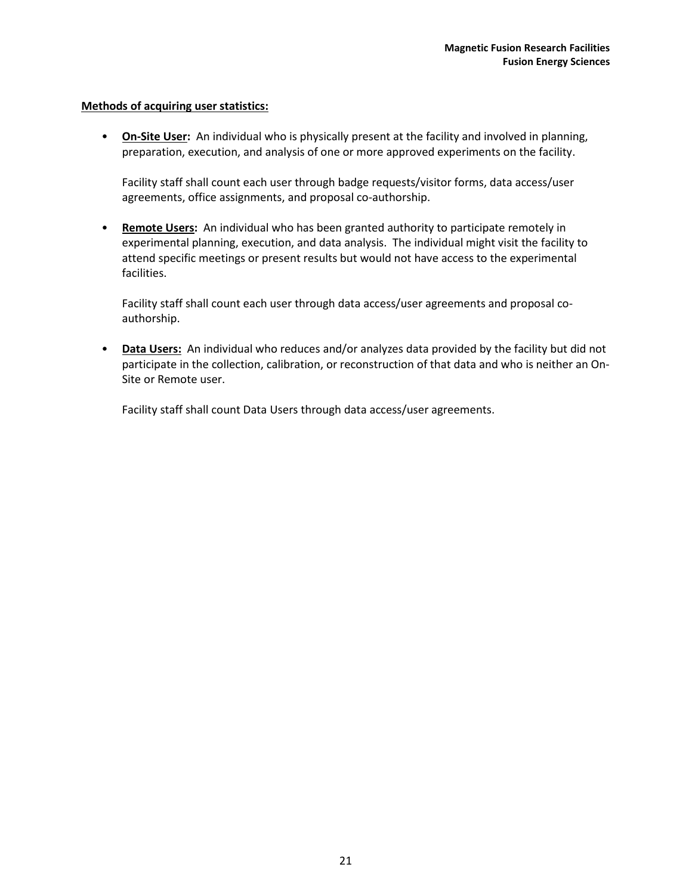**Methods of acquiring user statistics:**

- **On-Site User:** An individual who is physically present at the facility and involved in planning, preparation, execution, and analysis of one or more approved experiments on the facility.

  Facility staff shall count each user through badge requests/visitor forms, data access/user agreements, office assignments, and proposal co-authorship.

- **Remote Users:** An individual who has been granted authority to participate remotely in experimental planning, execution, and data analysis. The individual might visit the facility to attend specific meetings or present results but would not have access to the experimental facilities.

  Facility staff shall count each user through data access/user agreements and proposal co-authorship.

- **Data Users:** An individual who reduces and/or analyzes data provided by the facility but did not participate in the collection, calibration, or reconstruction of that data and who is neither an On-Site or Remote user.

  Facility staff shall count Data Users through data access/user agreements.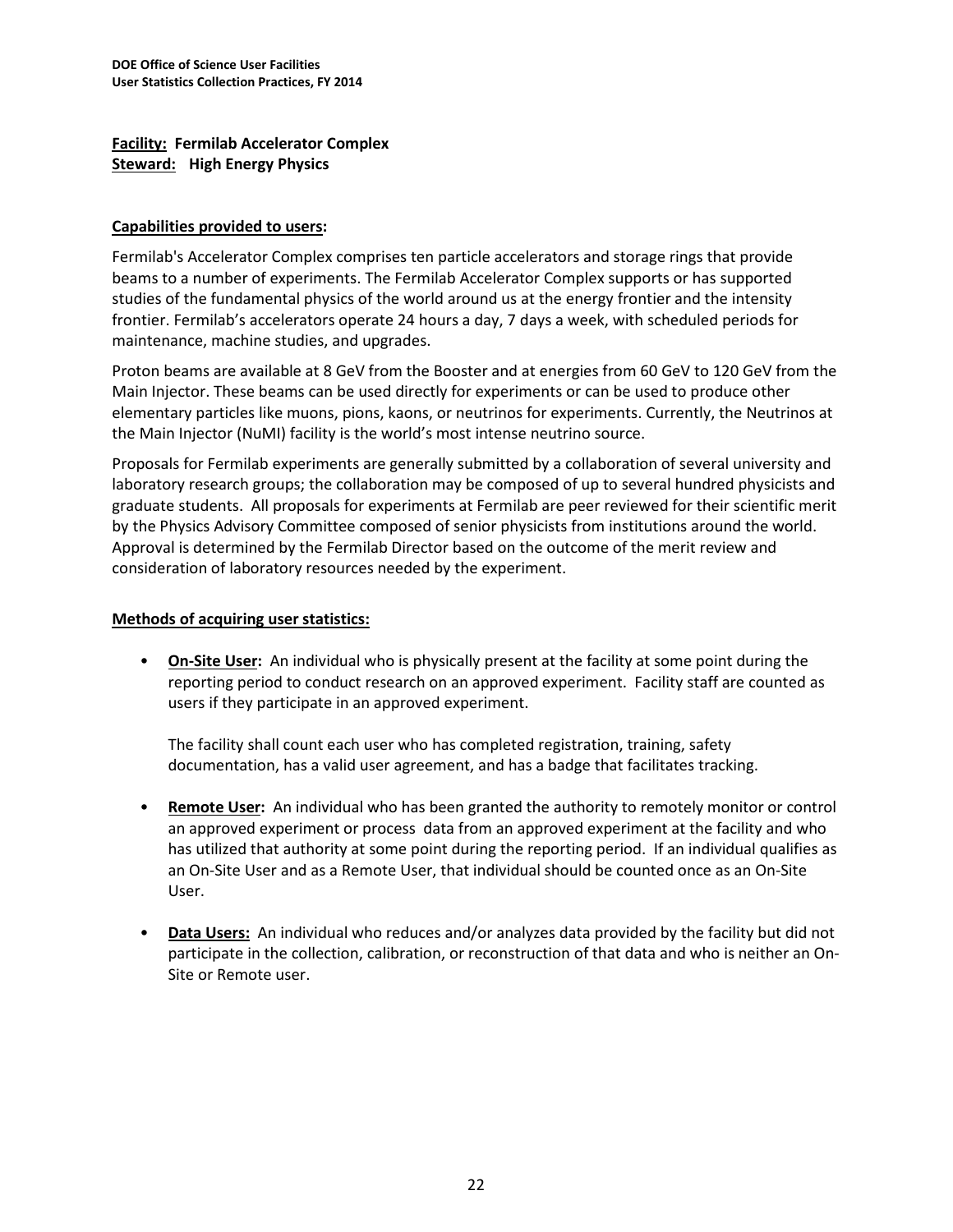**Facility: Fermilab Accelerator Complex**
**Steward: High Energy Physics**

**Capabilities provided to users:**

Fermilab's Accelerator Complex comprises ten particle accelerators and storage rings that provide beams to a number of experiments. The Fermilab Accelerator Complex supports or has supported studies of the fundamental physics of the world around us at the energy frontier and the intensity frontier. Fermilab's accelerators operate 24 hours a day, 7 days a week, with scheduled periods for maintenance, machine studies, and upgrades.

Proton beams are available at 8 GeV from the Booster and at energies from 60 GeV to 120 GeV from the Main Injector. These beams can be used directly for experiments or can be used to produce other elementary particles like muons, pions, kaons, or neutrinos for experiments. Currently, the Neutrinos at the Main Injector (NuMI) facility is the world's most intense neutrino source.

Proposals for Fermilab experiments are generally submitted by a collaboration of several university and laboratory research groups; the collaboration may be composed of up to several hundred physicists and graduate students. All proposals for experiments at Fermilab are peer reviewed for their scientific merit by the Physics Advisory Committee composed of senior physicists from institutions around the world. Approval is determined by the Fermilab Director based on the outcome of the merit review and consideration of laboratory resources needed by the experiment.

**Methods of acquiring user statistics:**

- **On-Site User:** An individual who is physically present at the facility at some point during the reporting period to conduct research on an approved experiment. Facility staff are counted as users if they participate in an approved experiment.

  The facility shall count each user who has completed registration, training, safety documentation, has a valid user agreement, and has a badge that facilitates tracking.

- **Remote User:** An individual who has been granted the authority to remotely monitor or control an approved experiment or process data from an approved experiment at the facility and who has utilized that authority at some point during the reporting period. If an individual qualifies as an On-Site User and as a Remote User, that individual should be counted once as an On-Site User.

- **Data Users:** An individual who reduces and/or analyzes data provided by the facility but did not participate in the collection, calibration, or reconstruction of that data and who is neither an On-Site or Remote user.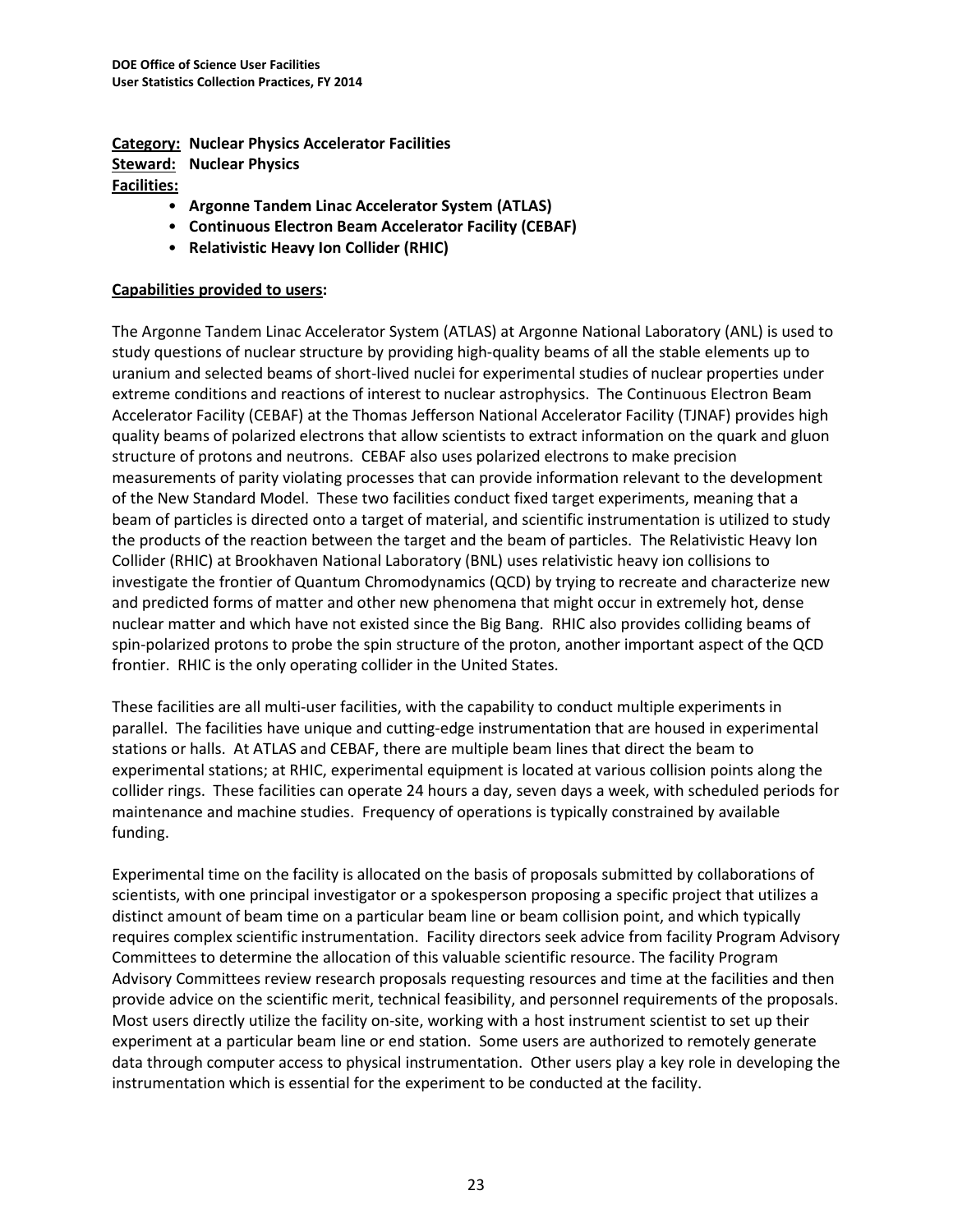**Category: Nuclear Physics Accelerator Facilities**
**Steward: Nuclear Physics**
**Facilities:**

- **Argonne Tandem Linac Accelerator System (ATLAS)**
- **Continuous Electron Beam Accelerator Facility (CEBAF)**
- **Relativistic Heavy Ion Collider (RHIC)**

**Capabilities provided to users:**

The Argonne Tandem Linac Accelerator System (ATLAS) at Argonne National Laboratory (ANL) is used to study questions of nuclear structure by providing high-quality beams of all the stable elements up to uranium and selected beams of short-lived nuclei for experimental studies of nuclear properties under extreme conditions and reactions of interest to nuclear astrophysics. The Continuous Electron Beam Accelerator Facility (CEBAF) at the Thomas Jefferson National Accelerator Facility (TJNAF) provides high quality beams of polarized electrons that allow scientists to extract information on the quark and gluon structure of protons and neutrons. CEBAF also uses polarized electrons to make precision measurements of parity violating processes that can provide information relevant to the development of the New Standard Model. These two facilities conduct fixed target experiments, meaning that a beam of particles is directed onto a target of material, and scientific instrumentation is utilized to study the products of the reaction between the target and the beam of particles. The Relativistic Heavy Ion Collider (RHIC) at Brookhaven National Laboratory (BNL) uses relativistic heavy ion collisions to investigate the frontier of Quantum Chromodynamics (QCD) by trying to recreate and characterize new and predicted forms of matter and other new phenomena that might occur in extremely hot, dense nuclear matter and which have not existed since the Big Bang. RHIC also provides colliding beams of spin-polarized protons to probe the spin structure of the proton, another important aspect of the QCD frontier. RHIC is the only operating collider in the United States.

These facilities are all multi-user facilities, with the capability to conduct multiple experiments in parallel. The facilities have unique and cutting-edge instrumentation that are housed in experimental stations or halls. At ATLAS and CEBAF, there are multiple beam lines that direct the beam to experimental stations; at RHIC, experimental equipment is located at various collision points along the collider rings. These facilities can operate 24 hours a day, seven days a week, with scheduled periods for maintenance and machine studies. Frequency of operations is typically constrained by available funding.

Experimental time on the facility is allocated on the basis of proposals submitted by collaborations of scientists, with one principal investigator or a spokesperson proposing a specific project that utilizes a distinct amount of beam time on a particular beam line or beam collision point, and which typically requires complex scientific instrumentation. Facility directors seek advice from facility Program Advisory Committees to determine the allocation of this valuable scientific resource. The facility Program Advisory Committees review research proposals requesting resources and time at the facilities and then provide advice on the scientific merit, technical feasibility, and personnel requirements of the proposals. Most users directly utilize the facility on-site, working with a host instrument scientist to set up their experiment at a particular beam line or end station. Some users are authorized to remotely generate data through computer access to physical instrumentation. Other users play a key role in developing the instrumentation which is essential for the experiment to be conducted at the facility.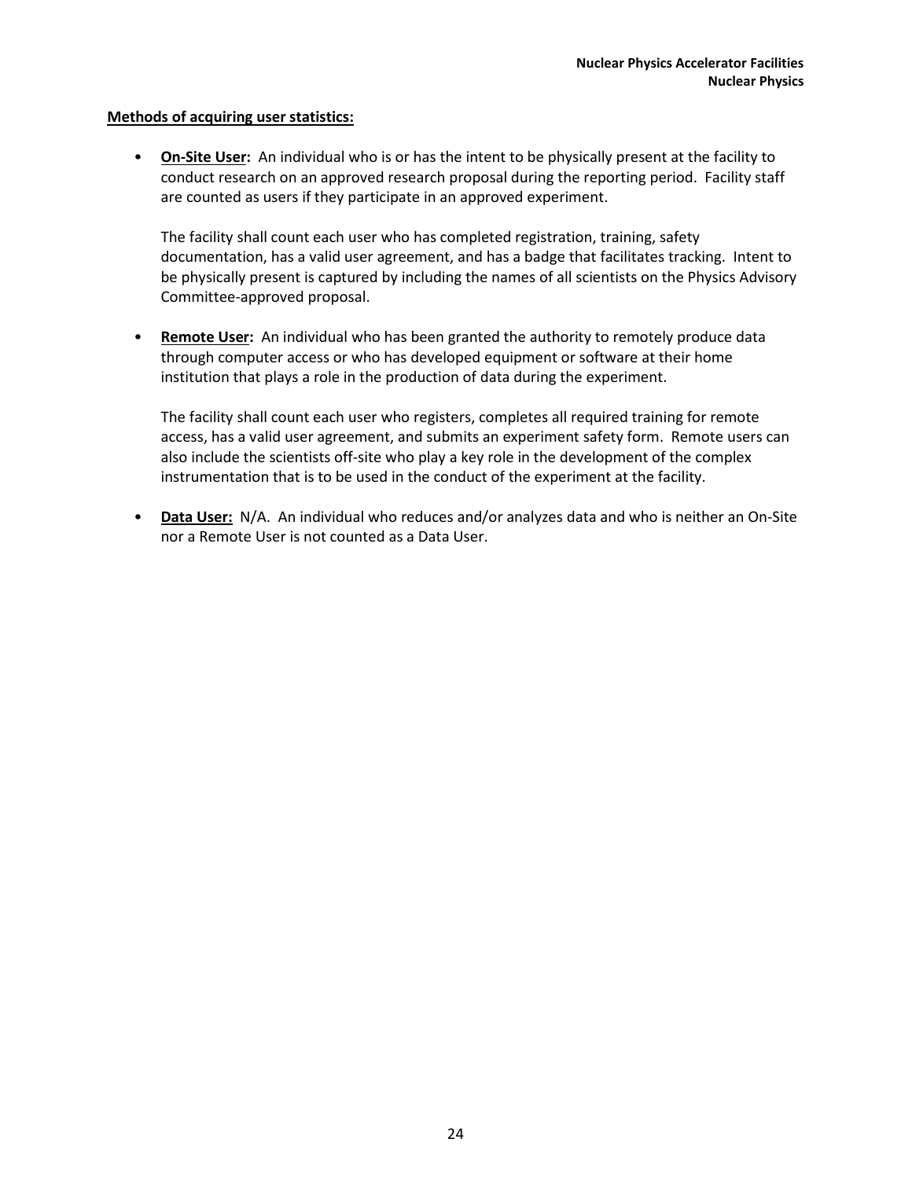**Methods of acquiring user statistics:**

- **On-Site User:** An individual who is or has the intent to be physically present at the facility to conduct research on an approved research proposal during the reporting period. Facility staff are counted as users if they participate in an approved experiment.

  The facility shall count each user who has completed registration, training, safety documentation, has a valid user agreement, and has a badge that facilitates tracking. Intent to be physically present is captured by including the names of all scientists on the Physics Advisory Committee-approved proposal.

- **Remote User:** An individual who has been granted the authority to remotely produce data through computer access or who has developed equipment or software at their home institution that plays a role in the production of data during the experiment.

  The facility shall count each user who registers, completes all required training for remote access, has a valid user agreement, and submits an experiment safety form. Remote users can also include the scientists off-site who play a key role in the development of the complex instrumentation that is to be used in the conduct of the experiment at the facility.

- **Data User:** N/A. An individual who reduces and/or analyzes data and who is neither an On-Site nor a Remote User is not counted as a Data User.